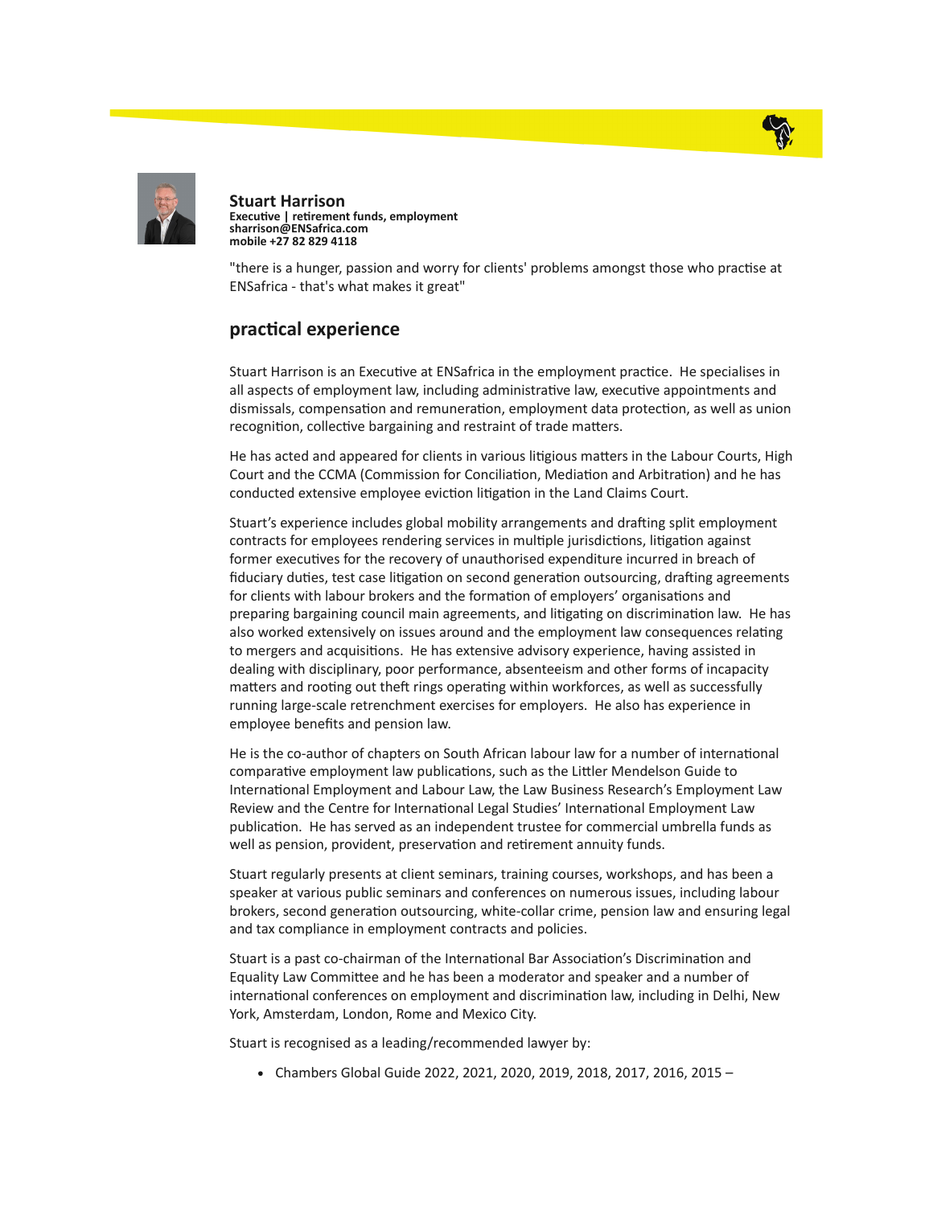**Stuart Harrison**
**Executive | retirement funds, employment**
**sharrison@ENSafrica.com**
**mobile +27 82 829 4118**

"there is a hunger, passion and worry for clients' problems amongst those who practise at ENSafrica - that's what makes it great"

## practical experience

Stuart Harrison is an Executive at ENSafrica in the employment practice. He specialises in all aspects of employment law, including administrative law, executive appointments and dismissals, compensation and remuneration, employment data protection, as well as union recognition, collective bargaining and restraint of trade matters.

He has acted and appeared for clients in various litigious matters in the Labour Courts, High Court and the CCMA (Commission for Conciliation, Mediation and Arbitration) and he has conducted extensive employee eviction litigation in the Land Claims Court.

Stuart's experience includes global mobility arrangements and drafting split employment contracts for employees rendering services in multiple jurisdictions, litigation against former executives for the recovery of unauthorised expenditure incurred in breach of fiduciary duties, test case litigation on second generation outsourcing, drafting agreements for clients with labour brokers and the formation of employers' organisations and preparing bargaining council main agreements, and litigating on discrimination law. He has also worked extensively on issues around and the employment law consequences relating to mergers and acquisitions. He has extensive advisory experience, having assisted in dealing with disciplinary, poor performance, absenteeism and other forms of incapacity matters and rooting out theft rings operating within workforces, as well as successfully running large-scale retrenchment exercises for employers. He also has experience in employee benefits and pension law.

He is the co-author of chapters on South African labour law for a number of international comparative employment law publications, such as the Littler Mendelson Guide to International Employment and Labour Law, the Law Business Research's Employment Law Review and the Centre for International Legal Studies' International Employment Law publication. He has served as an independent trustee for commercial umbrella funds as well as pension, provident, preservation and retirement annuity funds.

Stuart regularly presents at client seminars, training courses, workshops, and has been a speaker at various public seminars and conferences on numerous issues, including labour brokers, second generation outsourcing, white-collar crime, pension law and ensuring legal and tax compliance in employment contracts and policies.

Stuart is a past co-chairman of the International Bar Association's Discrimination and Equality Law Committee and he has been a moderator and speaker and a number of international conferences on employment and discrimination law, including in Delhi, New York, Amsterdam, London, Rome and Mexico City.

Stuart is recognised as a leading/recommended lawyer by:

- Chambers Global Guide 2022, 2021, 2020, 2019, 2018, 2017, 2016, 2015 –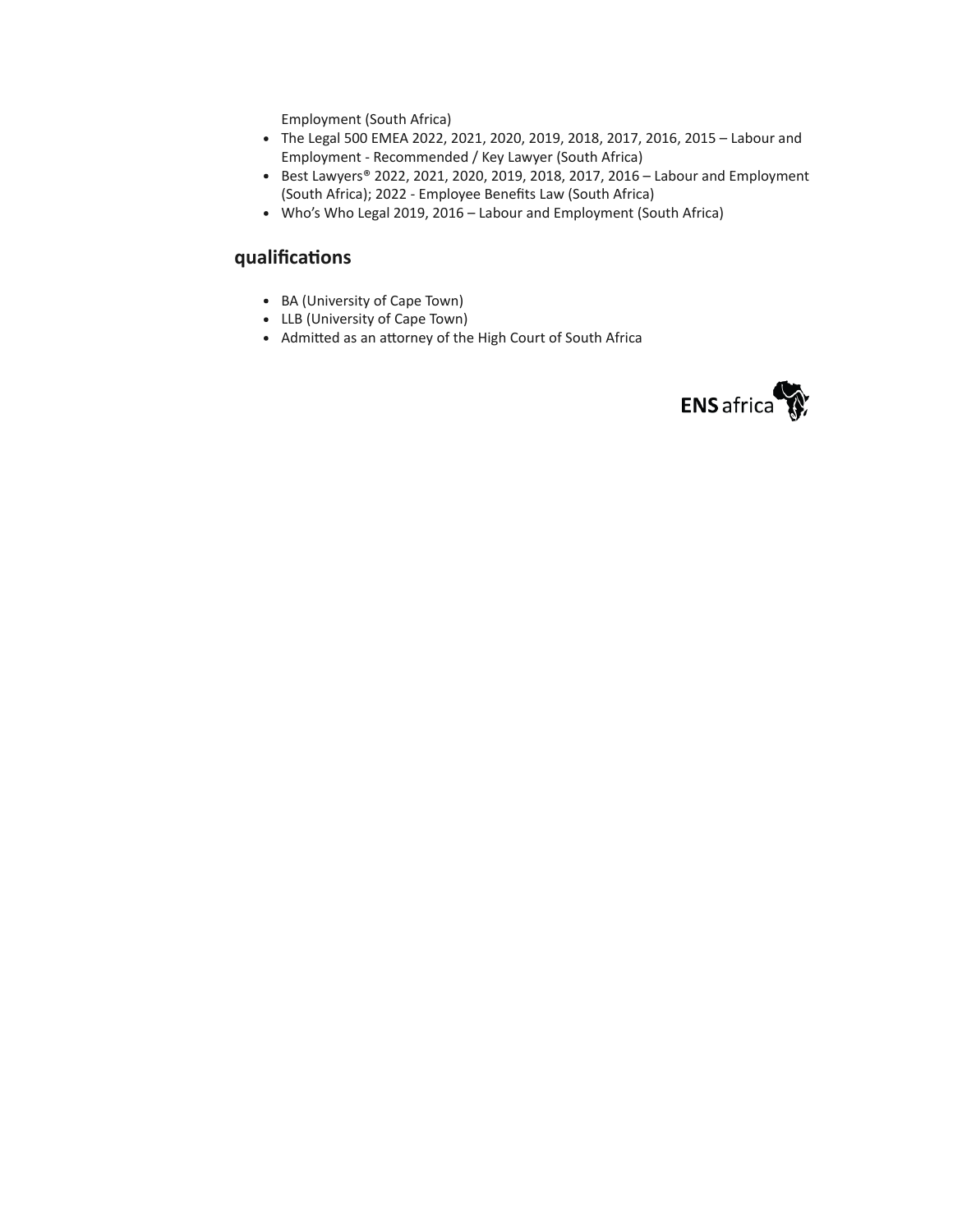Employment (South Africa)

- The Legal 500 EMEA 2022, 2021, 2020, 2019, 2018, 2017, 2016, 2015 – Labour and Employment - Recommended / Key Lawyer (South Africa)
- Best Lawyers® 2022, 2021, 2020, 2019, 2018, 2017, 2016 – Labour and Employment (South Africa); 2022 - Employee Benefits Law (South Africa)
- Who's Who Legal 2019, 2016 – Labour and Employment (South Africa)

## qualifications

- BA (University of Cape Town)
- LLB (University of Cape Town)
- Admitted as an attorney of the High Court of South Africa

**ENS** africa